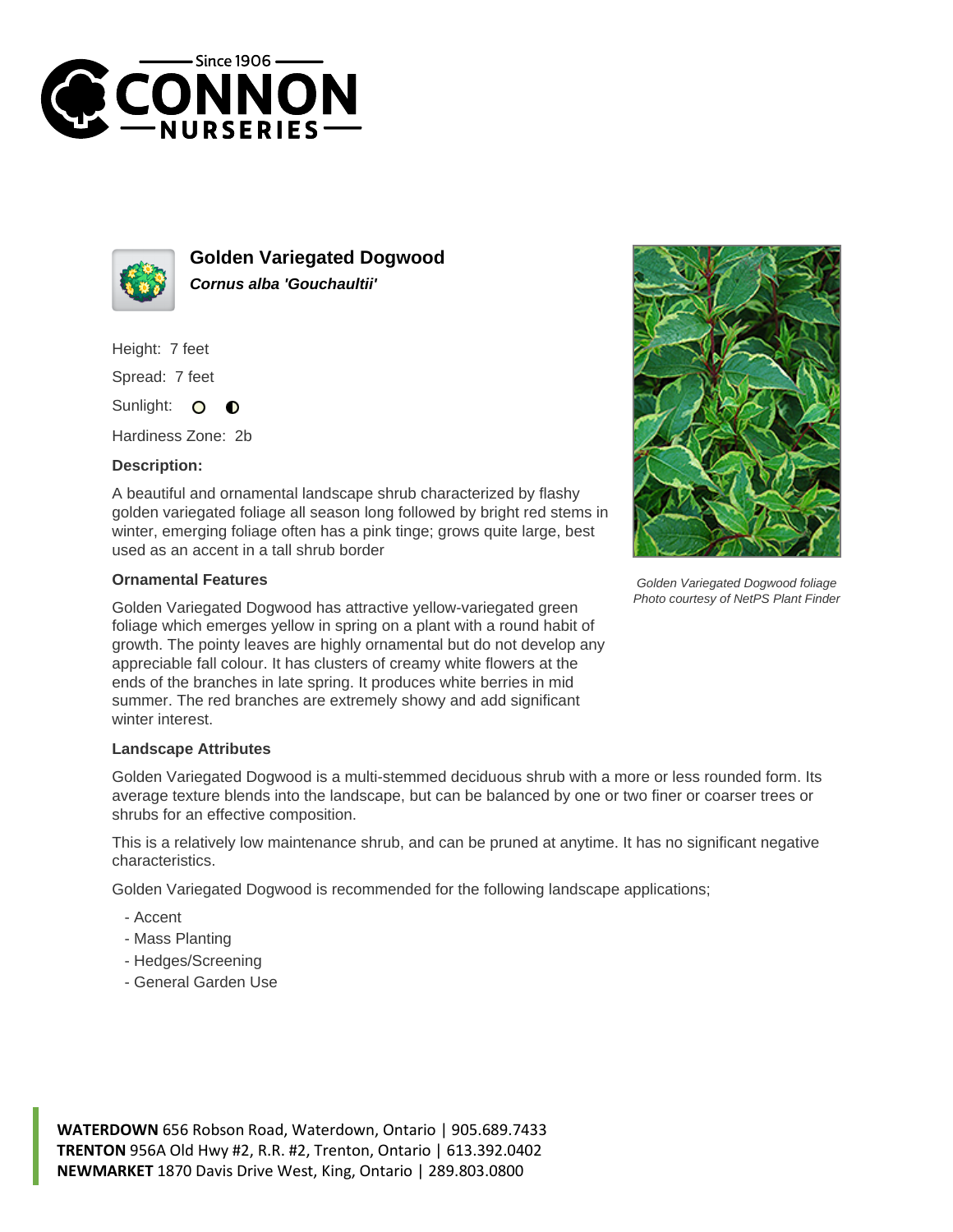Since 1906
# CONNON NURSERIES

## Golden Variegated Dogwood

***Cornus alba 'Gouchaultii'***

Height: 7 feet

Spread: 7 feet

Sunlight:

Hardiness Zone: 2b

**Description:**

A beautiful and ornamental landscape shrub characterized by flashy golden variegated foliage all season long followed by bright red stems in winter, emerging foliage often has a pink tinge; grows quite large, best used as an accent in a tall shrub border

Golden Variegated Dogwood foliage
Photo courtesy of NetPS Plant Finder

### Ornamental Features

Golden Variegated Dogwood has attractive yellow-variegated green foliage which emerges yellow in spring on a plant with a round habit of growth. The pointy leaves are highly ornamental but do not develop any appreciable fall colour. It has clusters of creamy white flowers at the ends of the branches in late spring. It produces white berries in mid summer. The red branches are extremely showy and add significant winter interest.

### Landscape Attributes

Golden Variegated Dogwood is a multi-stemmed deciduous shrub with a more or less rounded form. Its average texture blends into the landscape, but can be balanced by one or two finer or coarser trees or shrubs for an effective composition.

This is a relatively low maintenance shrub, and can be pruned at anytime. It has no significant negative characteristics.

Golden Variegated Dogwood is recommended for the following landscape applications;

- Accent
- Mass Planting
- Hedges/Screening
- General Garden Use

**WATERDOWN** 656 Robson Road, Waterdown, Ontario | 905.689.7433
**TRENTON** 956A Old Hwy #2, R.R. #2, Trenton, Ontario | 613.392.0402
**NEWMARKET** 1870 Davis Drive West, King, Ontario | 289.803.0800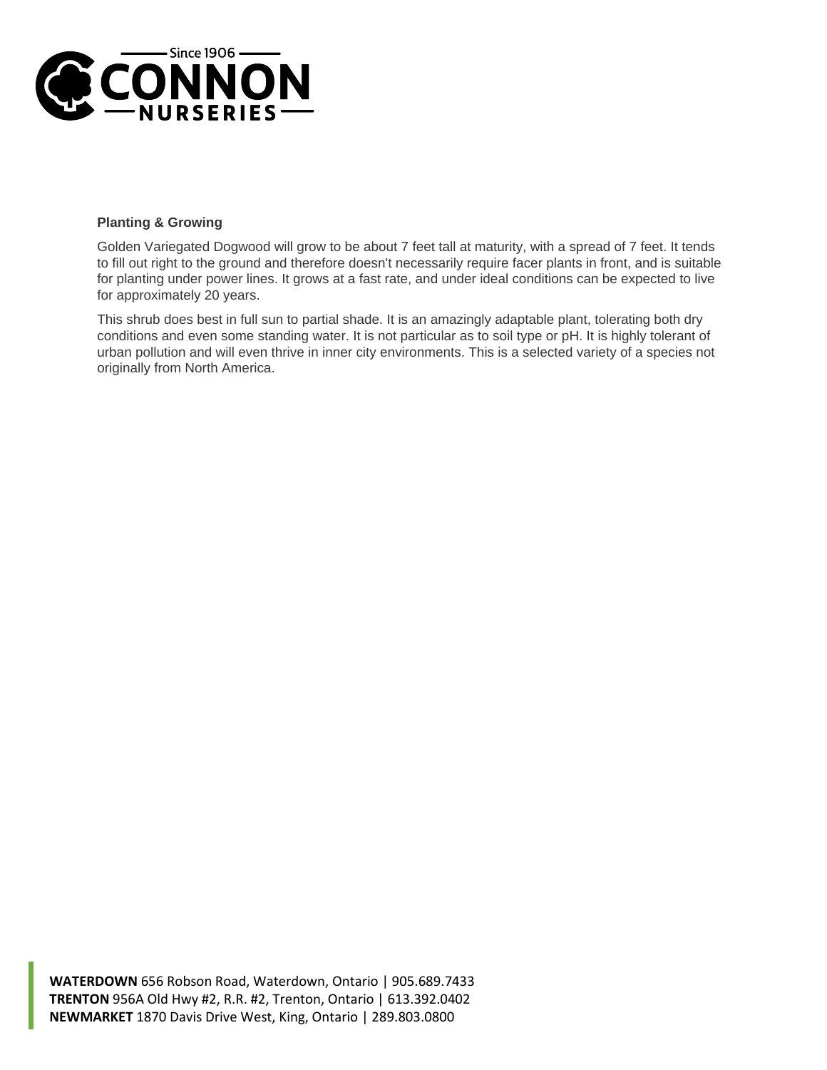### Planting & Growing

Golden Variegated Dogwood will grow to be about 7 feet tall at maturity, with a spread of 7 feet. It tends to fill out right to the ground and therefore doesn't necessarily require facer plants in front, and is suitable for planting under power lines. It grows at a fast rate, and under ideal conditions can be expected to live for approximately 20 years.

This shrub does best in full sun to partial shade. It is an amazingly adaptable plant, tolerating both dry conditions and even some standing water. It is not particular as to soil type or pH. It is highly tolerant of urban pollution and will even thrive in inner city environments. This is a selected variety of a species not originally from North America.